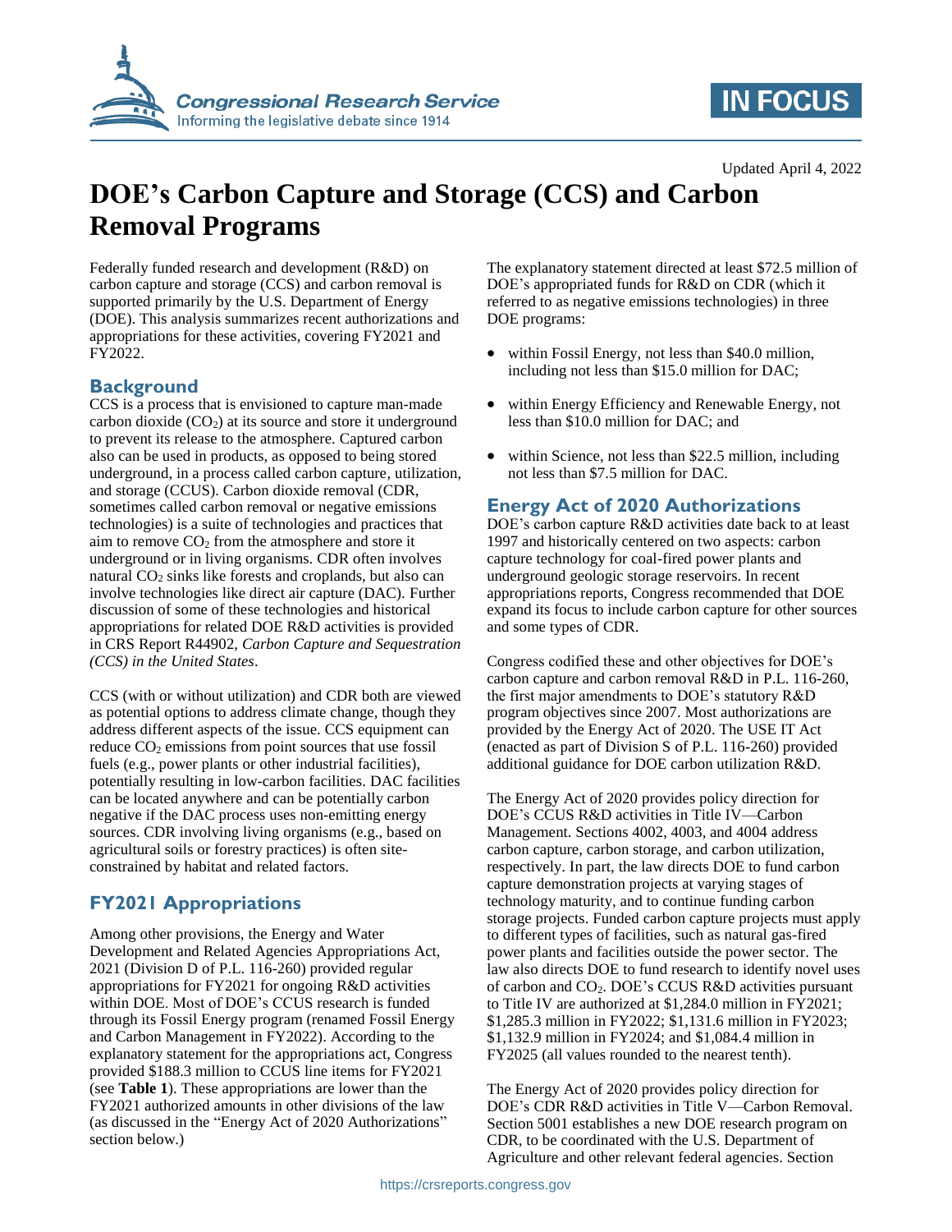Updated April 4, 2022

# DOE's Carbon Capture and Storage (CCS) and Carbon Removal Programs

Federally funded research and development (R&D) on carbon capture and storage (CCS) and carbon removal is supported primarily by the U.S. Department of Energy (DOE). This analysis summarizes recent authorizations and appropriations for these activities, covering FY2021 and FY2022.

## Background

CCS is a process that is envisioned to capture man-made carbon dioxide ($CO_2$) at its source and store it underground to prevent its release to the atmosphere. Captured carbon also can be used in products, as opposed to being stored underground, in a process called carbon capture, utilization, and storage (CCUS). Carbon dioxide removal (CDR, sometimes called carbon removal or negative emissions technologies) is a suite of technologies and practices that aim to remove $CO_2$ from the atmosphere and store it underground or in living organisms. CDR often involves natural $CO_2$ sinks like forests and croplands, but also can involve technologies like direct air capture (DAC). Further discussion of some of these technologies and historical appropriations for related DOE R&D activities is provided in CRS Report R44902, *Carbon Capture and Sequestration (CCS) in the United States*.

CCS (with or without utilization) and CDR both are viewed as potential options to address climate change, though they address different aspects of the issue. CCS equipment can reduce $CO_2$ emissions from point sources that use fossil fuels (e.g., power plants or other industrial facilities), potentially resulting in low-carbon facilities. DAC facilities can be located anywhere and can be potentially carbon negative if the DAC process uses non-emitting energy sources. CDR involving living organisms (e.g., based on agricultural soils or forestry practices) is often site-constrained by habitat and related factors.

## FY2021 Appropriations

Among other provisions, the Energy and Water Development and Related Agencies Appropriations Act, 2021 (Division D of P.L. 116-260) provided regular appropriations for FY2021 for ongoing R&D activities within DOE. Most of DOE's CCUS research is funded through its Fossil Energy program (renamed Fossil Energy and Carbon Management in FY2022). According to the explanatory statement for the appropriations act, Congress provided $188.3 million to CCUS line items for FY2021 (see **Table 1**). These appropriations are lower than the FY2021 authorized amounts in other divisions of the law (as discussed in the "Energy Act of 2020 Authorizations" section below.)

The explanatory statement directed at least $72.5 million of DOE's appropriated funds for R&D on CDR (which it referred to as negative emissions technologies) in three DOE programs:

- within Fossil Energy, not less than $40.0 million, including not less than $15.0 million for DAC;
- within Energy Efficiency and Renewable Energy, not less than $10.0 million for DAC; and
- within Science, not less than $22.5 million, including not less than $7.5 million for DAC.

## Energy Act of 2020 Authorizations

DOE's carbon capture R&D activities date back to at least 1997 and historically centered on two aspects: carbon capture technology for coal-fired power plants and underground geologic storage reservoirs. In recent appropriations reports, Congress recommended that DOE expand its focus to include carbon capture for other sources and some types of CDR.

Congress codified these and other objectives for DOE's carbon capture and carbon removal R&D in P.L. 116-260, the first major amendments to DOE's statutory R&D program objectives since 2007. Most authorizations are provided by the Energy Act of 2020. The USE IT Act (enacted as part of Division S of P.L. 116-260) provided additional guidance for DOE carbon utilization R&D.

The Energy Act of 2020 provides policy direction for DOE's CCUS R&D activities in Title IV—Carbon Management. Sections 4002, 4003, and 4004 address carbon capture, carbon storage, and carbon utilization, respectively. In part, the law directs DOE to fund carbon capture demonstration projects at varying stages of technology maturity, and to continue funding carbon storage projects. Funded carbon capture projects must apply to different types of facilities, such as natural gas-fired power plants and facilities outside the power sector. The law also directs DOE to fund research to identify novel uses of carbon and $CO_2$. DOE's CCUS R&D activities pursuant to Title IV are authorized at $1,284.0 million in FY2021; $1,285.3 million in FY2022; $1,131.6 million in FY2023; $1,132.9 million in FY2024; and $1,084.4 million in FY2025 (all values rounded to the nearest tenth).

The Energy Act of 2020 provides policy direction for DOE's CDR R&D activities in Title V—Carbon Removal. Section 5001 establishes a new DOE research program on CDR, to be coordinated with the U.S. Department of Agriculture and other relevant federal agencies. Section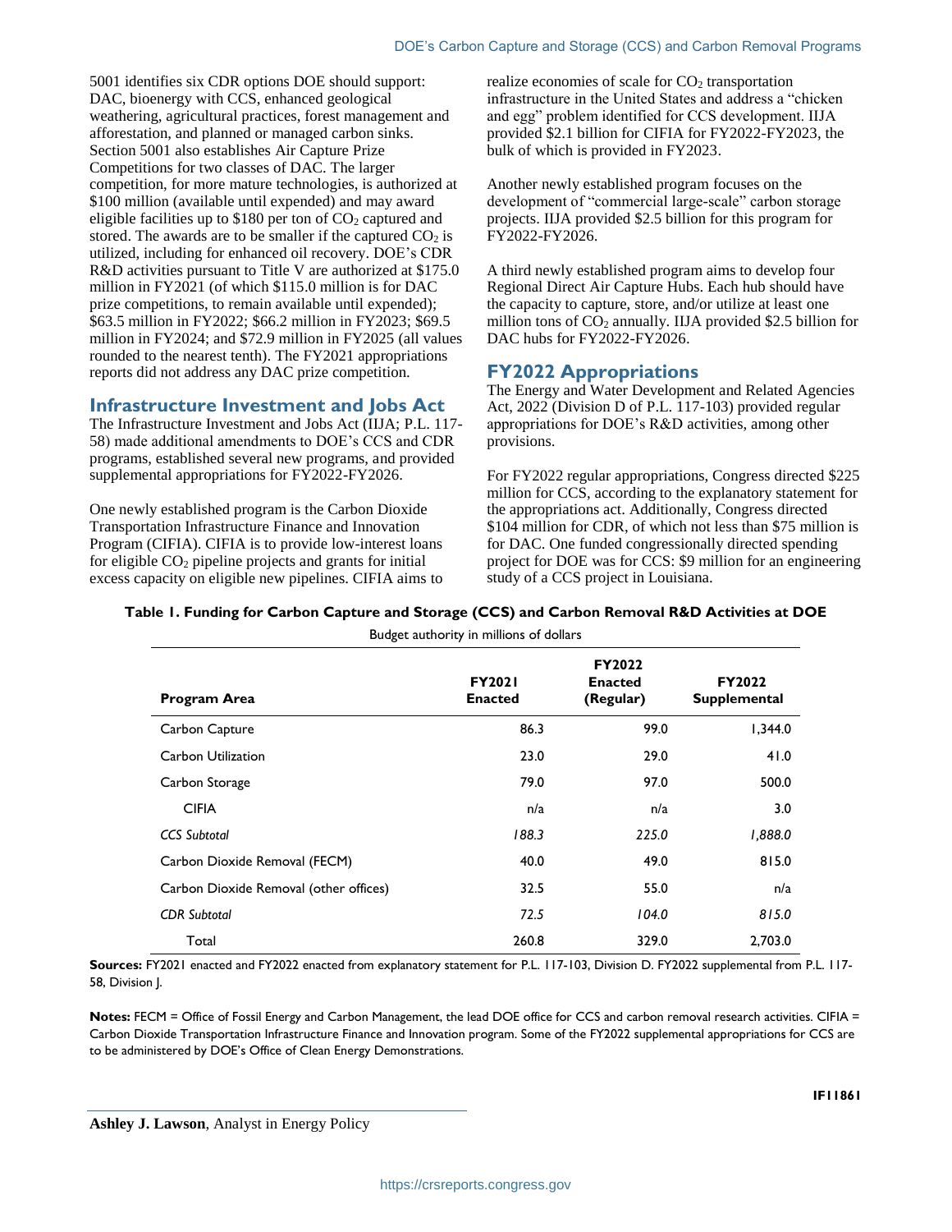5001 identifies six CDR options DOE should support: DAC, bioenergy with CCS, enhanced geological weathering, agricultural practices, forest management and afforestation, and planned or managed carbon sinks. Section 5001 also establishes Air Capture Prize Competitions for two classes of DAC. The larger competition, for more mature technologies, is authorized at $100 million (available until expended) and may award eligible facilities up to $180 per ton of $CO_2$ captured and stored. The awards are to be smaller if the captured $CO_2$ is utilized, including for enhanced oil recovery. DOE's CDR R&D activities pursuant to Title V are authorized at $175.0 million in FY2021 (of which $115.0 million is for DAC prize competitions, to remain available until expended); $63.5 million in FY2022; $66.2 million in FY2023; $69.5 million in FY2024; and $72.9 million in FY2025 (all values rounded to the nearest tenth). The FY2021 appropriations reports did not address any DAC prize competition.

## Infrastructure Investment and Jobs Act

The Infrastructure Investment and Jobs Act (IIJA; P.L. 117-58) made additional amendments to DOE's CCS and CDR programs, established several new programs, and provided supplemental appropriations for FY2022-FY2026.

One newly established program is the Carbon Dioxide Transportation Infrastructure Finance and Innovation Program (CIFIA). CIFIA is to provide low-interest loans for eligible $CO_2$ pipeline projects and grants for initial excess capacity on eligible new pipelines. CIFIA aims to realize economies of scale for $CO_2$ transportation infrastructure in the United States and address a "chicken and egg" problem identified for CCS development. IIJA provided $2.1 billion for CIFIA for FY2022-FY2023, the bulk of which is provided in FY2023.

Another newly established program focuses on the development of "commercial large-scale" carbon storage projects. IIJA provided $2.5 billion for this program for FY2022-FY2026.

A third newly established program aims to develop four Regional Direct Air Capture Hubs. Each hub should have the capacity to capture, store, and/or utilize at least one million tons of $CO_2$ annually. IIJA provided $2.5 billion for DAC hubs for FY2022-FY2026.

## FY2022 Appropriations

The Energy and Water Development and Related Agencies Act, 2022 (Division D of P.L. 117-103) provided regular appropriations for DOE's R&D activities, among other provisions.

For FY2022 regular appropriations, Congress directed $225 million for CCS, according to the explanatory statement for the appropriations act. Additionally, Congress directed $104 million for CDR, of which not less than $75 million is for DAC. One funded congressionally directed spending project for DOE was for CCS: $9 million for an engineering study of a CCS project in Louisiana.

**Table 1. Funding for Carbon Capture and Storage (CCS) and Carbon Removal R&D Activities at DOE**

Budget authority in millions of dollars

| Program Area | FY2021 Enacted | FY2022 Enacted (Regular) | FY2022 Supplemental |
|---|---|---|---|
| Carbon Capture | 86.3 | 99.0 | 1,344.0 |
| Carbon Utilization | 23.0 | 29.0 | 41.0 |
| Carbon Storage | 79.0 | 97.0 | 500.0 |
| CIFIA | n/a | n/a | 3.0 |
| *CCS Subtotal* | *188.3* | *225.0* | *1,888.0* |
| Carbon Dioxide Removal (FECM) | 40.0 | 49.0 | 815.0 |
| Carbon Dioxide Removal (other offices) | 32.5 | 55.0 | n/a |
| *CDR Subtotal* | *72.5* | *104.0* | *815.0* |
| Total | 260.8 | 329.0 | 2,703.0 |

**Sources:** FY2021 enacted and FY2022 enacted from explanatory statement for P.L. 117-103, Division D. FY2022 supplemental from P.L. 117-58, Division J.

**Notes:** FECM = Office of Fossil Energy and Carbon Management, the lead DOE office for CCS and carbon removal research activities. CIFIA = Carbon Dioxide Transportation Infrastructure Finance and Innovation program. Some of the FY2022 supplemental appropriations for CCS are to be administered by DOE's Office of Clean Energy Demonstrations.

**Ashley J. Lawson**, Analyst in Energy Policy

IF11861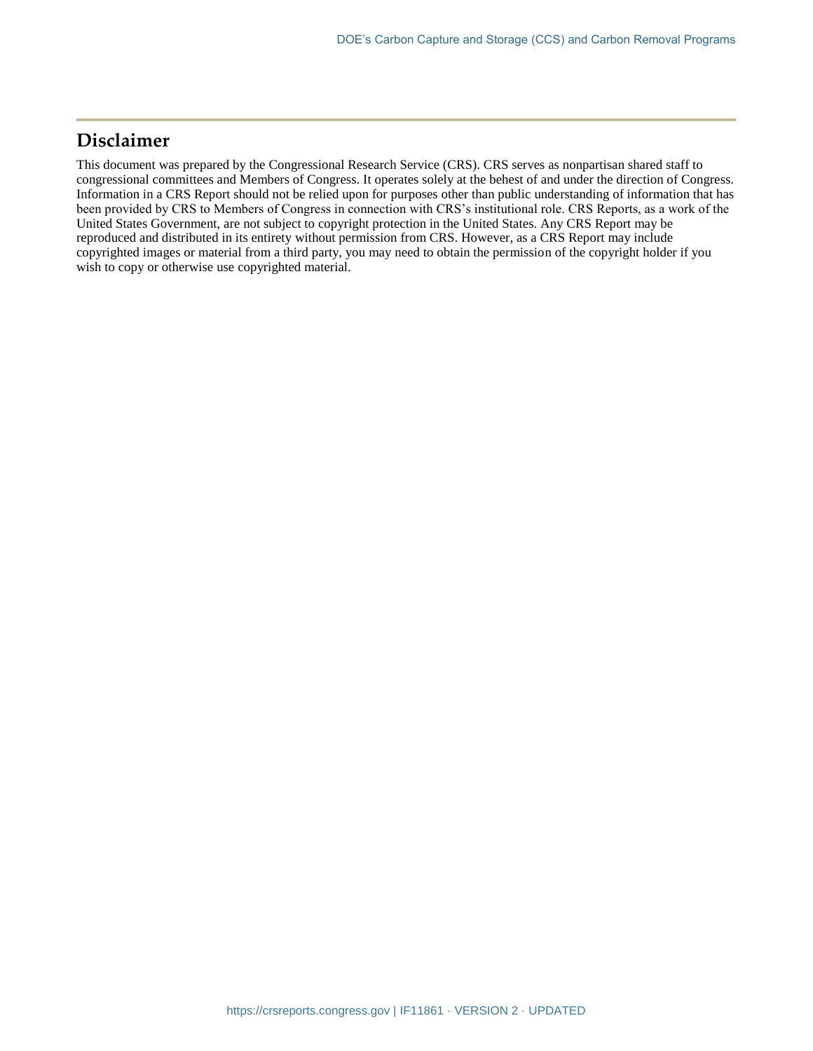## Disclaimer

This document was prepared by the Congressional Research Service (CRS). CRS serves as nonpartisan shared staff to congressional committees and Members of Congress. It operates solely at the behest of and under the direction of Congress. Information in a CRS Report should not be relied upon for purposes other than public understanding of information that has been provided by CRS to Members of Congress in connection with CRS's institutional role. CRS Reports, as a work of the United States Government, are not subject to copyright protection in the United States. Any CRS Report may be reproduced and distributed in its entirety without permission from CRS. However, as a CRS Report may include copyrighted images or material from a third party, you may need to obtain the permission of the copyright holder if you wish to copy or otherwise use copyrighted material.